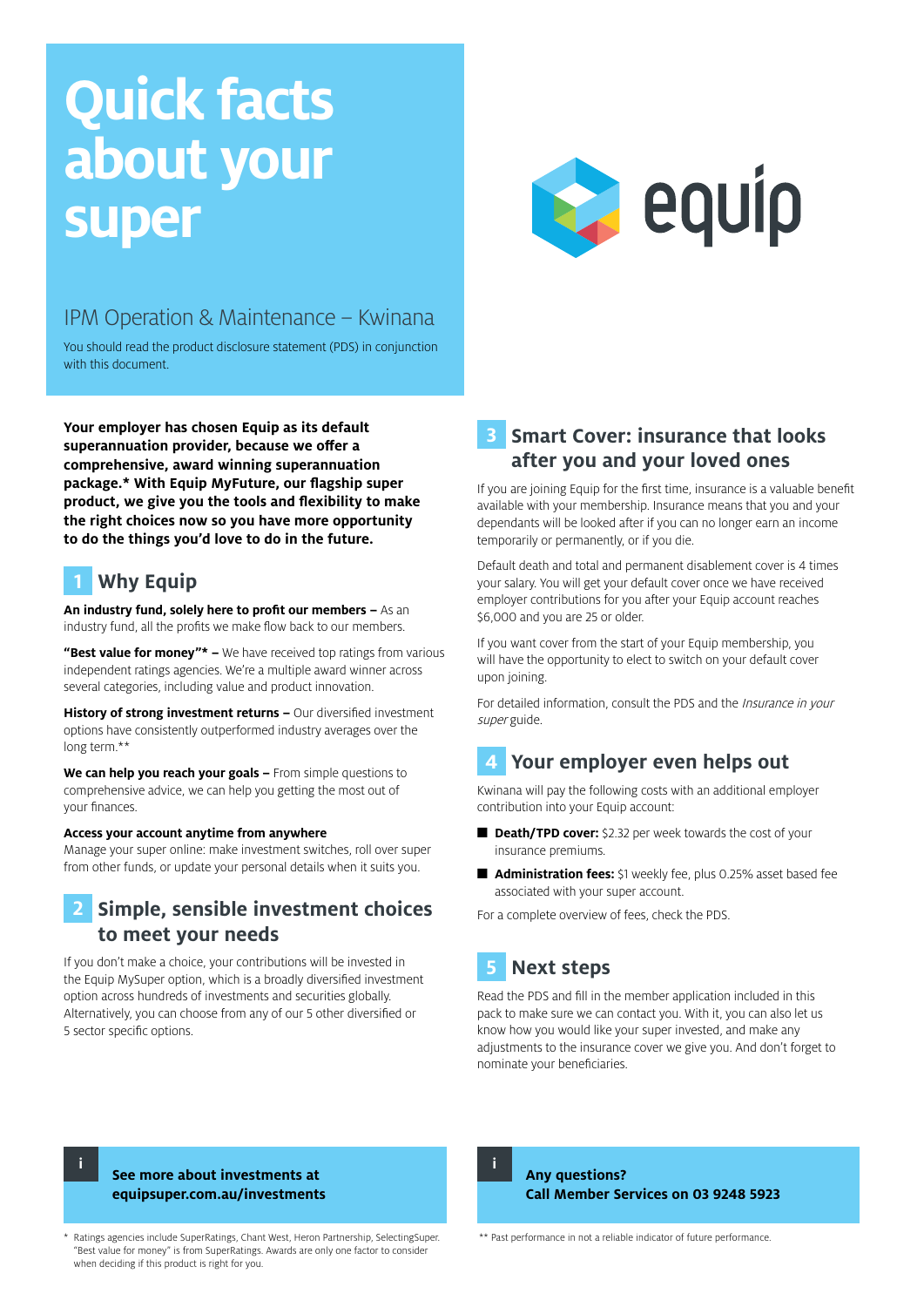# Quick facts about your super

## IPM Operation & Maintenance – Kwinana

You should read the product disclosure statement (PDS) in conjunction with this document.

**Your employer has chosen Equip as its default superannuation provider, because we offer a comprehensive, award winning superannuation package.* With Equip MyFuture, our flagship super product, we give you the tools and flexibility to make the right choices now so you have more opportunity to do the things you'd love to do in the future.**

## 1 Why Equip

**An industry fund, solely here to profit our members –** As an industry fund, all the profits we make flow back to our members.

**"Best value for money"* –** We have received top ratings from various independent ratings agencies. We're a multiple award winner across several categories, including value and product innovation.

**History of strong investment returns –** Our diversified investment options have consistently outperformed industry averages over the long term.**

**We can help you reach your goals –** From simple questions to comprehensive advice, we can help you getting the most out of your finances.

**Access your account anytime from anywhere**
Manage your super online: make investment switches, roll over super from other funds, or update your personal details when it suits you.

## 2 Simple, sensible investment choices to meet your needs

If you don't make a choice, your contributions will be invested in the Equip MySuper option, which is a broadly diversified investment option across hundreds of investments and securities globally. Alternatively, you can choose from any of our 5 other diversified or 5 sector specific options.

## 3 Smart Cover: insurance that looks after you and your loved ones

If you are joining Equip for the first time, insurance is a valuable benefit available with your membership. Insurance means that you and your dependants will be looked after if you can no longer earn an income temporarily or permanently, or if you die.

Default death and total and permanent disablement cover is 4 times your salary. You will get your default cover once we have received employer contributions for you after your Equip account reaches $6,000 and you are 25 or older.

If you want cover from the start of your Equip membership, you will have the opportunity to elect to switch on your default cover upon joining.

For detailed information, consult the PDS and the *Insurance in your super* guide.

## 4 Your employer even helps out

Kwinana will pay the following costs with an additional employer contribution into your Equip account:

- **Death/TPD cover:** $2.32 per week towards the cost of your insurance premiums.
- **Administration fees:** $1 weekly fee, plus 0.25% asset based fee associated with your super account.

For a complete overview of fees, check the PDS.

## 5 Next steps

Read the PDS and fill in the member application included in this pack to make sure we can contact you. With it, you can also let us know how you would like your super invested, and make any adjustments to the insurance cover we give you. And don't forget to nominate your beneficiaries.

**See more about investments at equipsuper.com.au/investments**

**Any questions? Call Member Services on 03 9248 5923**

\* Ratings agencies include SuperRatings, Chant West, Heron Partnership, SelectingSuper. "Best value for money" is from SuperRatings. Awards are only one factor to consider when deciding if this product is right for you.

** Past performance in not a reliable indicator of future performance.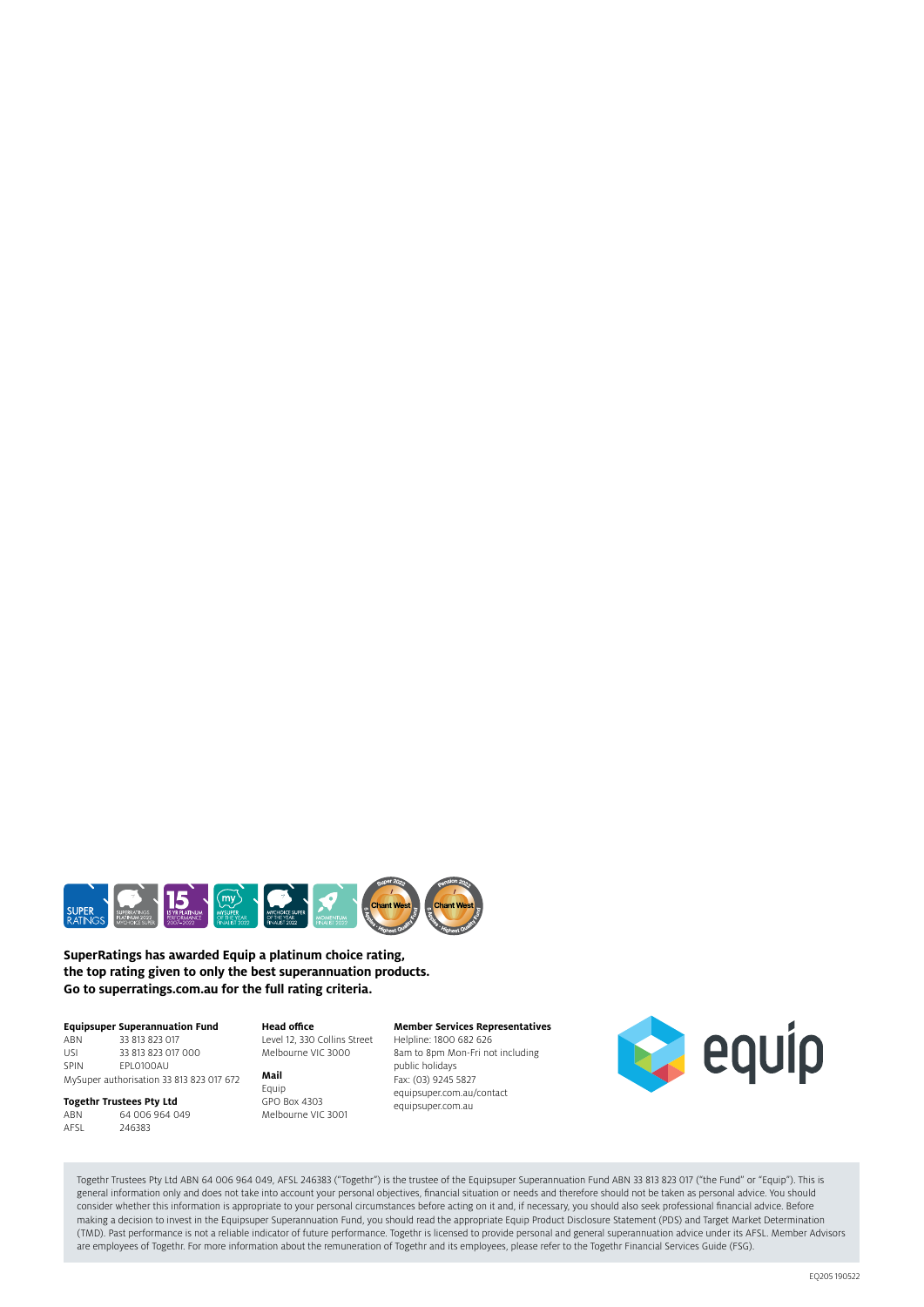**SuperRatings has awarded Equip a platinum choice rating, the top rating given to only the best superannuation products. Go to superratings.com.au for the full rating criteria.**

**Equipsuper Superannuation Fund**

| | |
|---|---|
| ABN | 33 813 823 017 |
| USI | 33 813 823 017 000 |
| SPIN | EPL0100AU |

MySuper authorisation 33 813 823 017 672

**Togethr Trustees Pty Ltd**

| | |
|---|---|
| ABN | 64 006 964 049 |
| AFSL | 246383 |

**Head office**
Level 12, 330 Collins Street
Melbourne VIC 3000

**Mail**
Equip
GPO Box 4303
Melbourne VIC 3001

**Member Services Representatives**
Helpline: 1800 682 626
8am to 8pm Mon-Fri not including public holidays
Fax: (03) 9245 5827
equipsuper.com.au/contact
equipsuper.com.au

Togethr Trustees Pty Ltd ABN 64 006 964 049, AFSL 246383 ("Togethr") is the trustee of the Equipsuper Superannuation Fund ABN 33 813 823 017 ("the Fund" or "Equip"). This is general information only and does not take into account your personal objectives, financial situation or needs and therefore should not be taken as personal advice. You should consider whether this information is appropriate to your personal circumstances before acting on it and, if necessary, you should also seek professional financial advice. Before making a decision to invest in the Equipsuper Superannuation Fund, you should read the appropriate Equip Product Disclosure Statement (PDS) and Target Market Determination (TMD). Past performance is not a reliable indicator of future performance. Togethr is licensed to provide personal and general superannuation advice under its AFSL. Member Advisors are employees of Togethr. For more information about the remuneration of Togethr and its employees, please refer to the Togethr Financial Services Guide (FSG).

EQ205 190522